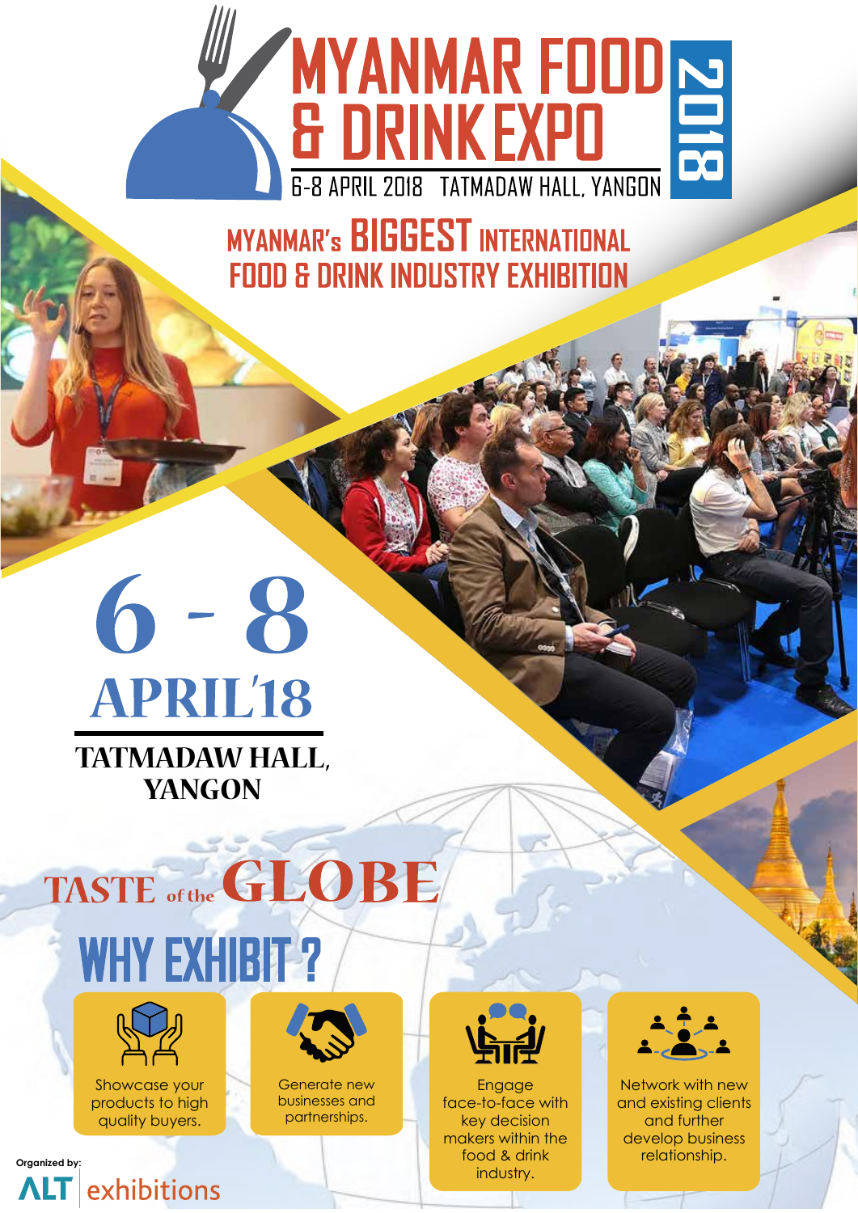# MYANMAR FOOD & DRINK EXPO 2018

6-8 APRIL 2018 TATMADAW HALL, YANGON

## MYANMAR's BIGGEST INTERNATIONAL FOOD & DRINK INDUSTRY EXHIBITION

# 6 - 8 APRIL'18

**TATMADAW HALL, YANGON**

## TASTE of the GLOBE

## WHY EXHIBIT ?

- Showcase your products to high quality buyers.
- Generate new businesses and partnerships.
- Engage face-to-face with key decision makers within the food & drink industry.
- Network with new and existing clients and further develop business relationship.

Organized by:

ALT exhibitions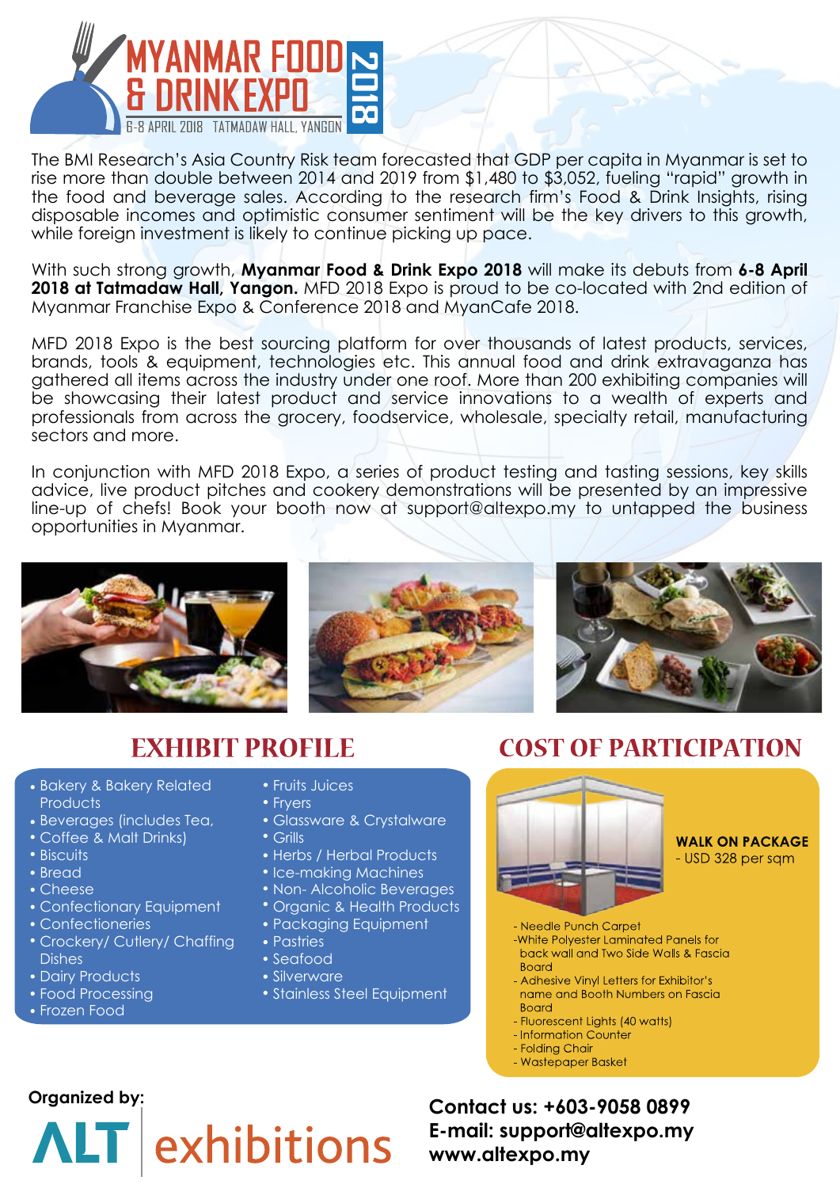# MYANMAR FOOD & DRINK EXPO 2018

6-8 APRIL 2018 TATMADAW HALL, YANGON

The BMI Research's Asia Country Risk team forecasted that GDP per capita in Myanmar is set to rise more than double between 2014 and 2019 from $1,480 to $3,052, fueling "rapid" growth in the food and beverage sales. According to the research firm's Food & Drink Insights, rising disposable incomes and optimistic consumer sentiment will be the key drivers to this growth, while foreign investment is likely to continue picking up pace.

With such strong growth, **Myanmar Food & Drink Expo 2018** will make its debuts from **6-8 April 2018 at Tatmadaw Hall, Yangon.** MFD 2018 Expo is proud to be co-located with 2nd edition of Myanmar Franchise Expo & Conference 2018 and MyanCafe 2018.

MFD 2018 Expo is the best sourcing platform for over thousands of latest products, services, brands, tools & equipment, technologies etc. This annual food and drink extravaganza has gathered all items across the industry under one roof. More than 200 exhibiting companies will be showcasing their latest product and service innovations to a wealth of experts and professionals from across the grocery, foodservice, wholesale, specialty retail, manufacturing sectors and more.

In conjunction with MFD 2018 Expo, a series of product testing and tasting sessions, key skills advice, live product pitches and cookery demonstrations will be presented by an impressive line-up of chefs! Book your booth now at support@altexpo.my to untapped the business opportunities in Myanmar.

## EXHIBIT PROFILE

- Bakery & Bakery Related Products
- Beverages (includes Tea,
- Coffee & Malt Drinks)
- Biscuits
- Bread
- Cheese
- Confectionary Equipment
- Confectioneries
- Crockery/ Cutlery/ Chaffing Dishes
- Dairy Products
- Food Processing
- Frozen Food
- Fruits Juices
- Fryers
- Glassware & Crystalware
- Grills
- Herbs / Herbal Products
- Ice-making Machines
- Non- Alcoholic Beverages
- Organic & Health Products
- Packaging Equipment
- Pastries
- Seafood
- Silverware
- Stainless Steel Equipment

## COST OF PARTICIPATION

**WALK ON PACKAGE**
- USD 328 per sqm

- Needle Punch Carpet
- White Polyester Laminated Panels for back wall and Two Side Walls & Fascia Board
- Adhesive Vinyl Letters for Exhibitor's name and Booth Numbers on Fascia Board
- Fluorescent Lights (40 watts)
- Information Counter
- Folding Chair
- Wastepaper Basket

**Organized by:**

ALT exhibitions

**Contact us: +603-9058 0899**
**E-mail: support@altexpo.my**
**www.altexpo.my**